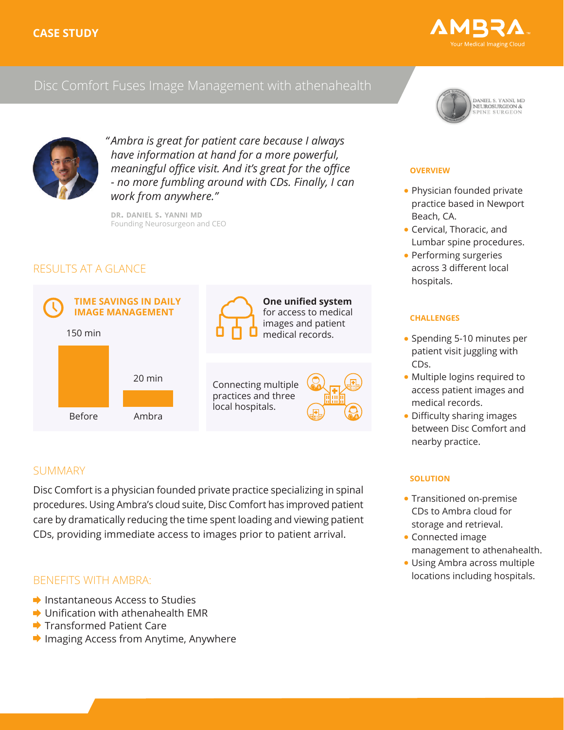CASE STUDY

# Disc Comfort Fuses Image Management with athenahealth

*"Ambra is great for patient care because I always have information at hand for a more powerful, meaningful office visit. And it's great for the office - no more fumbling around with CDs. Finally, I can work from anywhere."*

**DR. DANIEL S. YANNI MD**
Founding Neurosurgeon and CEO

## RESULTS AT A GLANCE

**TIME SAVINGS IN DAILY IMAGE MANAGEMENT**

| | Before | Ambra |
|---|---|---|
| Time | 150 min | 20 min |

**One unified system** for access to medical images and patient medical records.

Connecting multiple practices and three local hospitals.

## SUMMARY

Disc Comfort is a physician founded private practice specializing in spinal procedures. Using Ambra's cloud suite, Disc Comfort has improved patient care by dramatically reducing the time spent loading and viewing patient CDs, providing immediate access to images prior to patient arrival.

## BENEFITS WITH AMBRA:

- Instantaneous Access to Studies
- Unification with athenahealth EMR
- Transformed Patient Care
- Imaging Access from Anytime, Anywhere

### OVERVIEW

- Physician founded private practice based in Newport Beach, CA.
- Cervical, Thoracic, and Lumbar spine procedures.
- Performing surgeries across 3 different local hospitals.

### CHALLENGES

- Spending 5-10 minutes per patient visit juggling with CDs.
- Multiple logins required to access patient images and medical records.
- Difficulty sharing images between Disc Comfort and nearby practice.

### SOLUTION

- Transitioned on-premise CDs to Ambra cloud for storage and retrieval.
- Connected image management to athenahealth.
- Using Ambra across multiple locations including hospitals.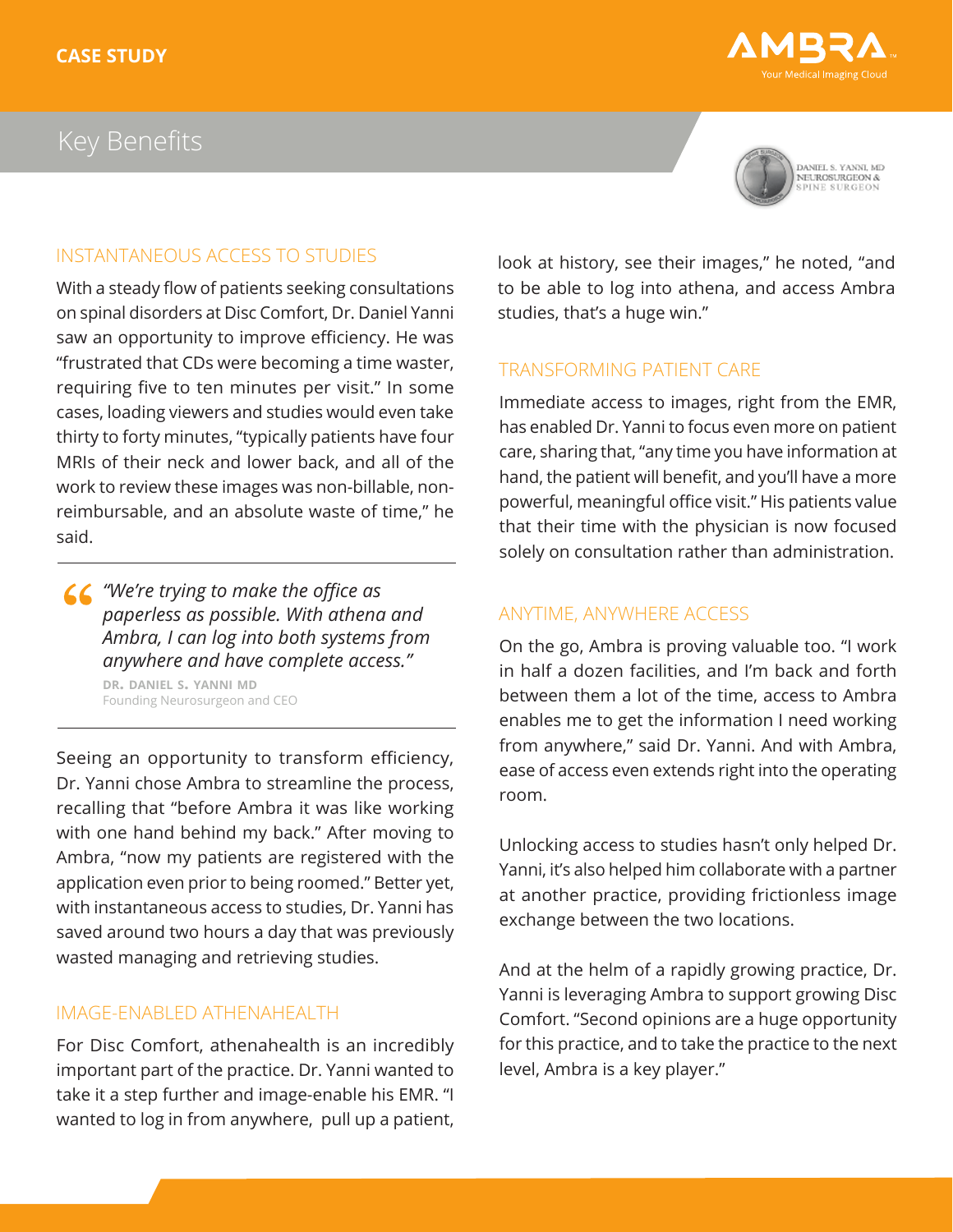CASE STUDY

AMBRA
Your Medical Imaging Cloud

# Key Benefits

DANIEL S. YANNI, MD
NEUROSURGEON & SPINE SURGEON

## INSTANTANEOUS ACCESS TO STUDIES

With a steady flow of patients seeking consultations on spinal disorders at Disc Comfort, Dr. Daniel Yanni saw an opportunity to improve efficiency. He was "frustrated that CDs were becoming a time waster, requiring five to ten minutes per visit." In some cases, loading viewers and studies would even take thirty to forty minutes, "typically patients have four MRIs of their neck and lower back, and all of the work to review these images was non-billable, non-reimbursable, and an absolute waste of time," he said.

> *"We're trying to make the office as paperless as possible. With athena and Ambra, I can log into both systems from anywhere and have complete access."*
>
> **DR. DANIEL S. YANNI MD**
> Founding Neurosurgeon and CEO

Seeing an opportunity to transform efficiency, Dr. Yanni chose Ambra to streamline the process, recalling that "before Ambra it was like working with one hand behind my back." After moving to Ambra, "now my patients are registered with the application even prior to being roomed." Better yet, with instantaneous access to studies, Dr. Yanni has saved around two hours a day that was previously wasted managing and retrieving studies.

## IMAGE-ENABLED ATHENAHEALTH

For Disc Comfort, athenahealth is an incredibly important part of the practice. Dr. Yanni wanted to take it a step further and image-enable his EMR. "I wanted to log in from anywhere, pull up a patient, look at history, see their images," he noted, "and to be able to log into athena, and access Ambra studies, that's a huge win."

## TRANSFORMING PATIENT CARE

Immediate access to images, right from the EMR, has enabled Dr. Yanni to focus even more on patient care, sharing that, "any time you have information at hand, the patient will benefit, and you'll have a more powerful, meaningful office visit." His patients value that their time with the physician is now focused solely on consultation rather than administration.

## ANYTIME, ANYWHERE ACCESS

On the go, Ambra is proving valuable too. "I work in half a dozen facilities, and I'm back and forth between them a lot of the time, access to Ambra enables me to get the information I need working from anywhere," said Dr. Yanni. And with Ambra, ease of access even extends right into the operating room.

Unlocking access to studies hasn't only helped Dr. Yanni, it's also helped him collaborate with a partner at another practice, providing frictionless image exchange between the two locations.

And at the helm of a rapidly growing practice, Dr. Yanni is leveraging Ambra to support growing Disc Comfort. "Second opinions are a huge opportunity for this practice, and to take the practice to the next level, Ambra is a key player."